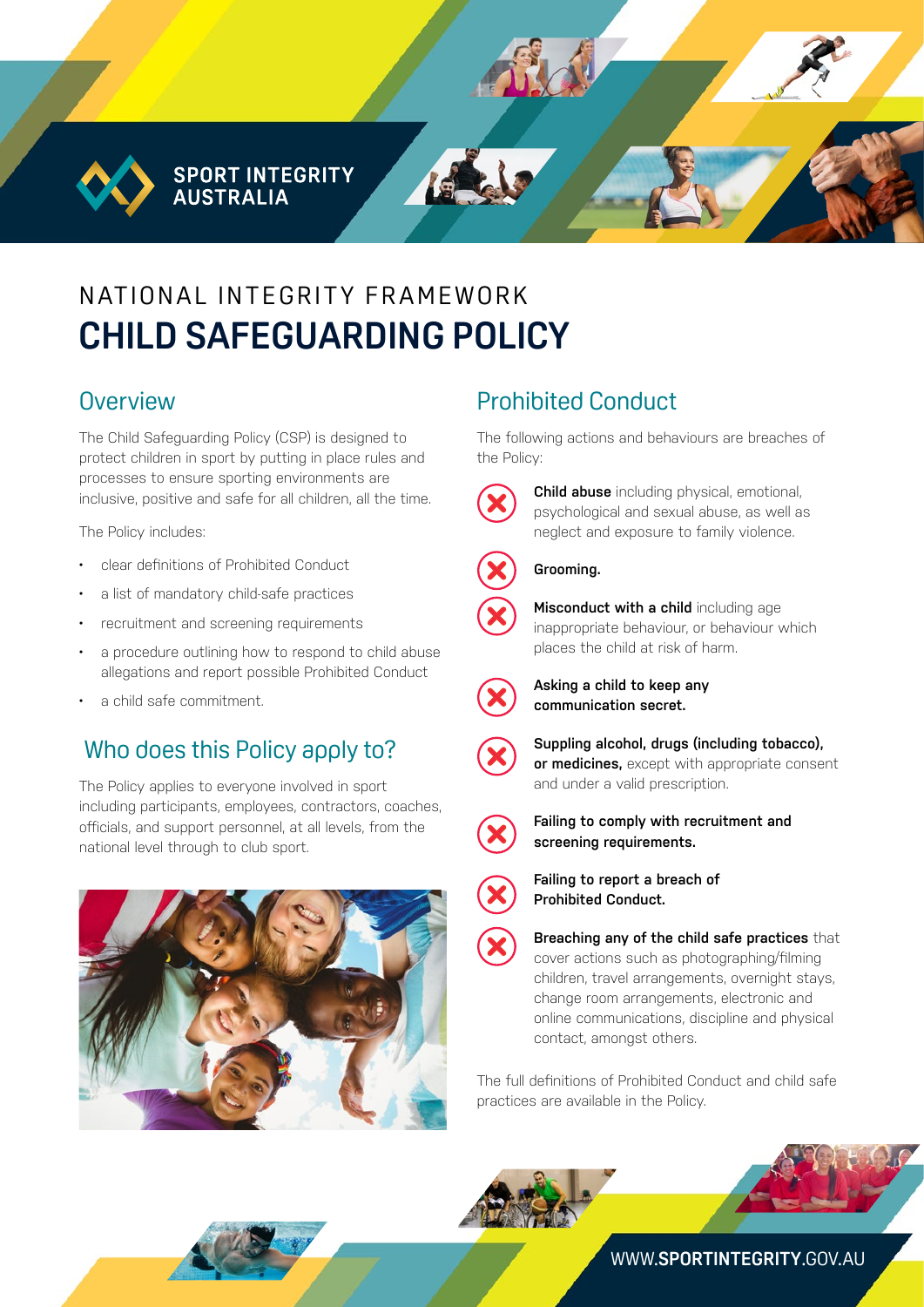SPORT INTEGRITY AUSTRALIA

NATIONAL INTEGRITY FRAMEWORK

# CHILD SAFEGUARDING POLICY

## Overview

The Child Safeguarding Policy (CSP) is designed to protect children in sport by putting in place rules and processes to ensure sporting environments are inclusive, positive and safe for all children, all the time.

The Policy includes:

- clear definitions of Prohibited Conduct
- a list of mandatory child-safe practices
- recruitment and screening requirements
- a procedure outlining how to respond to child abuse allegations and report possible Prohibited Conduct
- a child safe commitment.

## Who does this Policy apply to?

The Policy applies to everyone involved in sport including participants, employees, contractors, coaches, officials, and support personnel, at all levels, from the national level through to club sport.

## Prohibited Conduct

The following actions and behaviours are breaches of the Policy:

- **Child abuse** including physical, emotional, psychological and sexual abuse, as well as neglect and exposure to family violence.
- **Grooming.**
- **Misconduct with a child** including age inappropriate behaviour, or behaviour which places the child at risk of harm.
- **Asking a child to keep any communication secret.**
- **Suppling alcohol, drugs (including tobacco), or medicines,** except with appropriate consent and under a valid prescription.
- **Failing to comply with recruitment and screening requirements.**
- **Failing to report a breach of Prohibited Conduct.**
- **Breaching any of the child safe practices** that cover actions such as photographing/filming children, travel arrangements, overnight stays, change room arrangements, electronic and online communications, discipline and physical contact, amongst others.

The full definitions of Prohibited Conduct and child safe practices are available in the Policy.

WWW.**SPORTINTEGRITY**.GOV.AU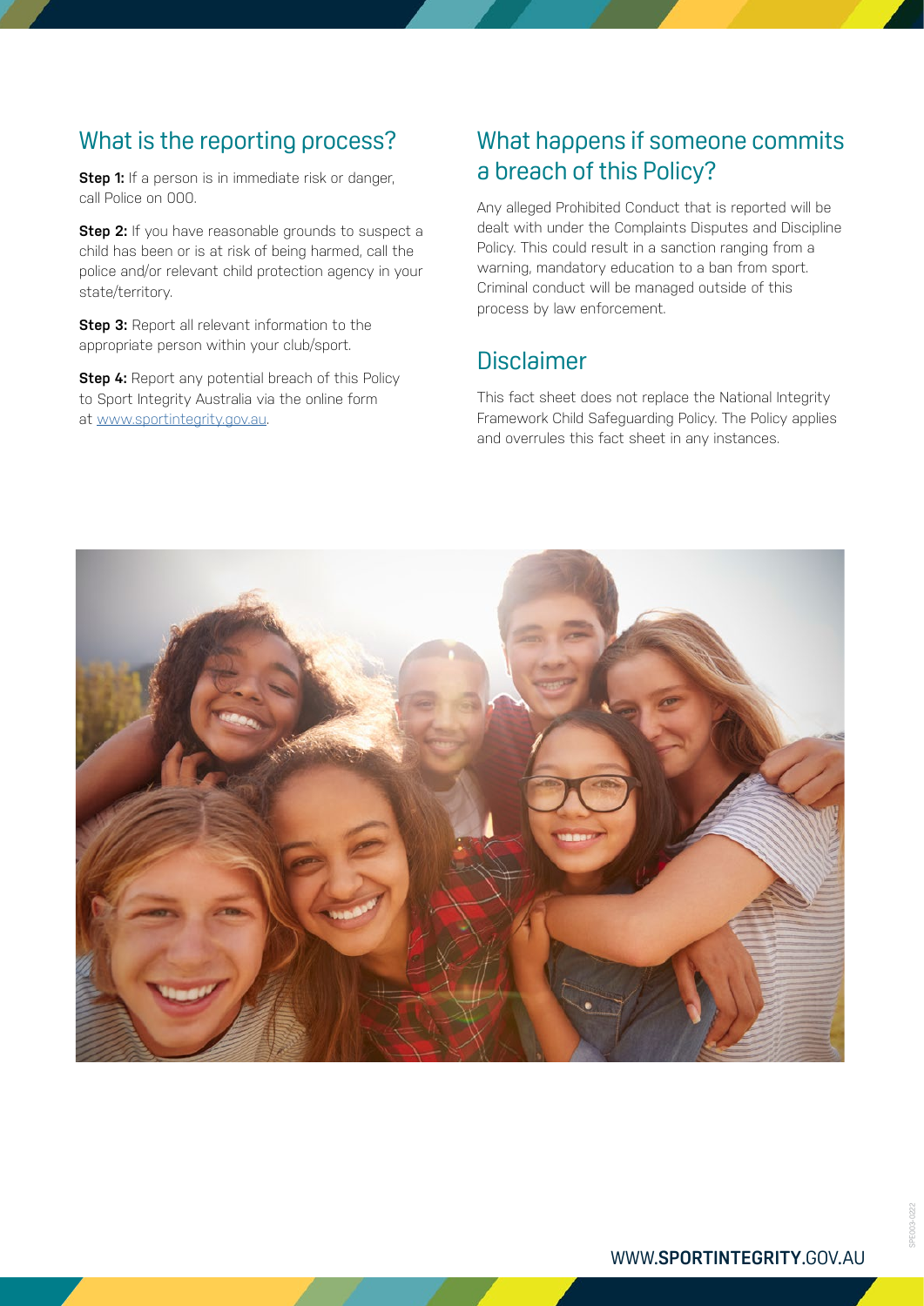## What is the reporting process?

**Step 1:** If a person is in immediate risk or danger, call Police on 000.

**Step 2:** If you have reasonable grounds to suspect a child has been or is at risk of being harmed, call the police and/or relevant child protection agency in your state/territory.

**Step 3:** Report all relevant information to the appropriate person within your club/sport.

**Step 4:** Report any potential breach of this Policy to Sport Integrity Australia via the online form at www.sportintegrity.gov.au.

## What happens if someone commits a breach of this Policy?

Any alleged Prohibited Conduct that is reported will be dealt with under the Complaints Disputes and Discipline Policy. This could result in a sanction ranging from a warning, mandatory education to a ban from sport. Criminal conduct will be managed outside of this process by law enforcement.

## Disclaimer

This fact sheet does not replace the National Integrity Framework Child Safeguarding Policy. The Policy applies and overrules this fact sheet in any instances.

WWW.**SPORTINTEGRITY**.GOV.AU